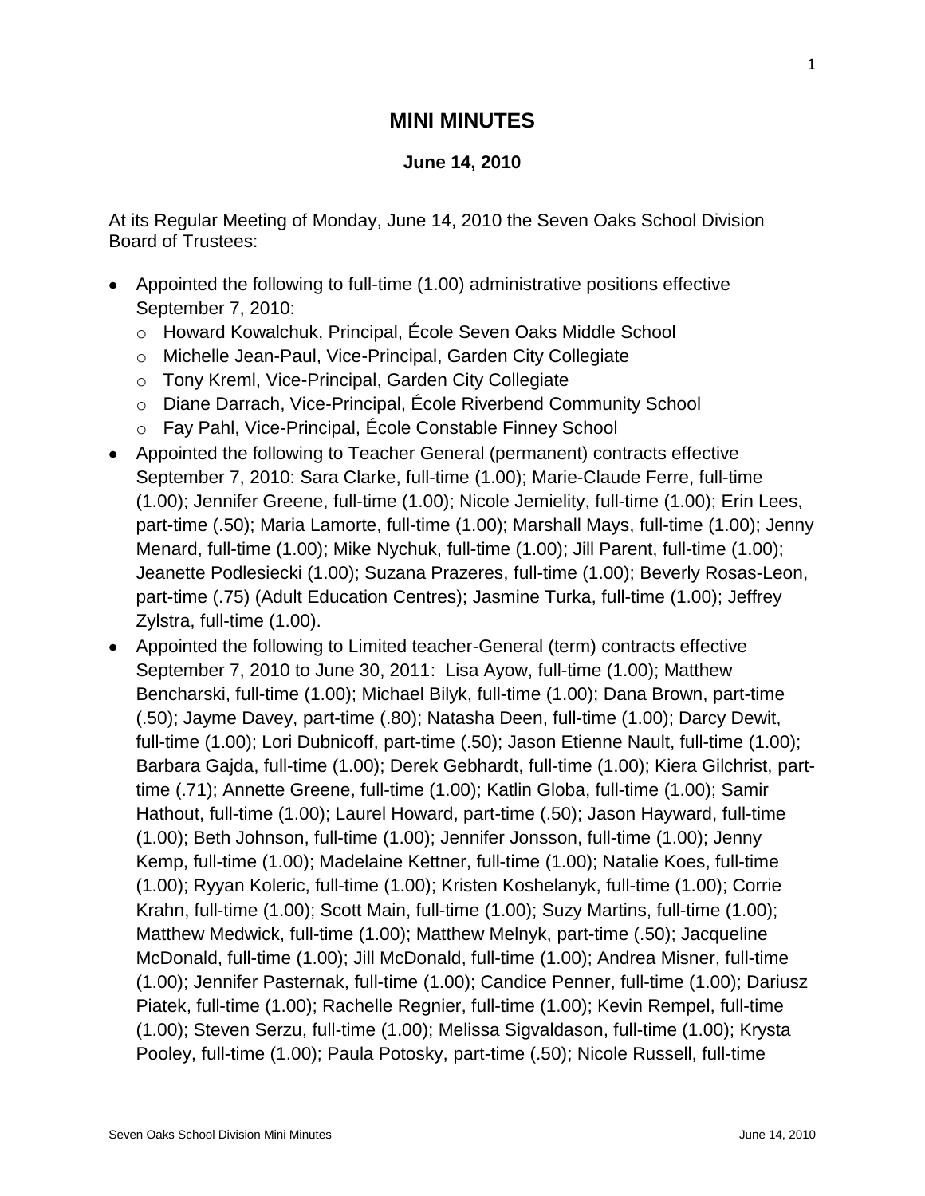# MINI MINUTES

**June 14, 2010**

At its Regular Meeting of Monday, June 14, 2010 the Seven Oaks School Division Board of Trustees:

- Appointed the following to full-time (1.00) administrative positions effective September 7, 2010:
  - Howard Kowalchuk, Principal, École Seven Oaks Middle School
  - Michelle Jean-Paul, Vice-Principal, Garden City Collegiate
  - Tony Kreml, Vice-Principal, Garden City Collegiate
  - Diane Darrach, Vice-Principal, École Riverbend Community School
  - Fay Pahl, Vice-Principal, École Constable Finney School
- Appointed the following to Teacher General (permanent) contracts effective September 7, 2010: Sara Clarke, full-time (1.00); Marie-Claude Ferre, full-time (1.00); Jennifer Greene, full-time (1.00); Nicole Jemielity, full-time (1.00); Erin Lees, part-time (.50); Maria Lamorte, full-time (1.00); Marshall Mays, full-time (1.00); Jenny Menard, full-time (1.00); Mike Nychuk, full-time (1.00); Jill Parent, full-time (1.00); Jeanette Podlesiecki (1.00); Suzana Prazeres, full-time (1.00); Beverly Rosas-Leon, part-time (.75) (Adult Education Centres); Jasmine Turka, full-time (1.00); Jeffrey Zylstra, full-time (1.00).
- Appointed the following to Limited teacher-General (term) contracts effective September 7, 2010 to June 30, 2011: Lisa Ayow, full-time (1.00); Matthew Bencharski, full-time (1.00); Michael Bilyk, full-time (1.00); Dana Brown, part-time (.50); Jayme Davey, part-time (.80); Natasha Deen, full-time (1.00); Darcy Dewit, full-time (1.00); Lori Dubnicoff, part-time (.50); Jason Etienne Nault, full-time (1.00); Barbara Gajda, full-time (1.00); Derek Gebhardt, full-time (1.00); Kiera Gilchrist, part-time (.71); Annette Greene, full-time (1.00); Katlin Globa, full-time (1.00); Samir Hathout, full-time (1.00); Laurel Howard, part-time (.50); Jason Hayward, full-time (1.00); Beth Johnson, full-time (1.00); Jennifer Jonsson, full-time (1.00); Jenny Kemp, full-time (1.00); Madelaine Kettner, full-time (1.00); Natalie Koes, full-time (1.00); Ryyan Koleric, full-time (1.00); Kristen Koshelanyk, full-time (1.00); Corrie Krahn, full-time (1.00); Scott Main, full-time (1.00); Suzy Martins, full-time (1.00); Matthew Medwick, full-time (1.00); Matthew Melnyk, part-time (.50); Jacqueline McDonald, full-time (1.00); Jill McDonald, full-time (1.00); Andrea Misner, full-time (1.00); Jennifer Pasternak, full-time (1.00); Candice Penner, full-time (1.00); Dariusz Piatek, full-time (1.00); Rachelle Regnier, full-time (1.00); Kevin Rempel, full-time (1.00); Steven Serzu, full-time (1.00); Melissa Sigvaldason, full-time (1.00); Krysta Pooley, full-time (1.00); Paula Potosky, part-time (.50); Nicole Russell, full-time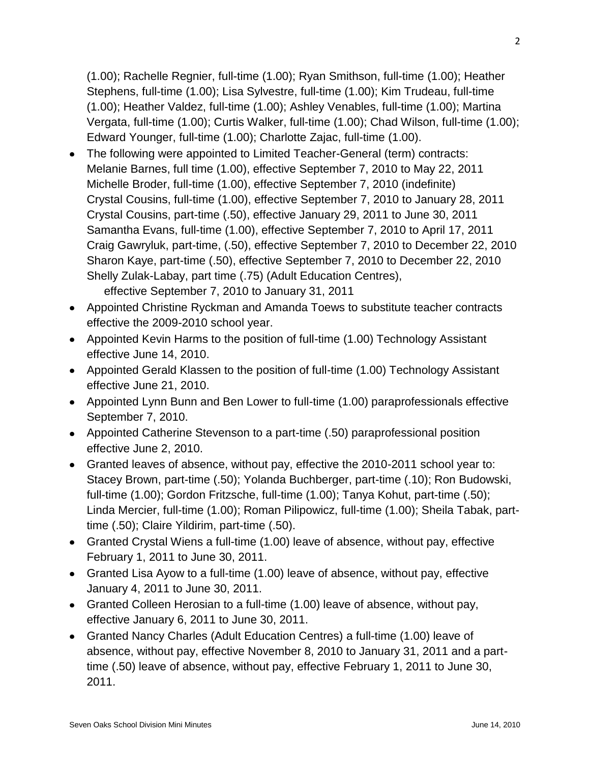(1.00); Rachelle Regnier, full-time (1.00); Ryan Smithson, full-time (1.00); Heather Stephens, full-time (1.00); Lisa Sylvestre, full-time (1.00); Kim Trudeau, full-time (1.00); Heather Valdez, full-time (1.00); Ashley Venables, full-time (1.00); Martina Vergata, full-time (1.00); Curtis Walker, full-time (1.00); Chad Wilson, full-time (1.00); Edward Younger, full-time (1.00); Charlotte Zajac, full-time (1.00).

- The following were appointed to Limited Teacher-General (term) contracts:
  Melanie Barnes, full time (1.00), effective September 7, 2010 to May 22, 2011
  Michelle Broder, full-time (1.00), effective September 7, 2010 (indefinite)
  Crystal Cousins, full-time (1.00), effective September 7, 2010 to January 28, 2011
  Crystal Cousins, part-time (.50), effective January 29, 2011 to June 30, 2011
  Samantha Evans, full-time (1.00), effective September 7, 2010 to April 17, 2011
  Craig Gawryluk, part-time, (.50), effective September 7, 2010 to December 22, 2010
  Sharon Kaye, part-time (.50), effective September 7, 2010 to December 22, 2010
  Shelly Zulak-Labay, part time (.75) (Adult Education Centres),
  effective September 7, 2010 to January 31, 2011
- Appointed Christine Ryckman and Amanda Toews to substitute teacher contracts effective the 2009-2010 school year.
- Appointed Kevin Harms to the position of full-time (1.00) Technology Assistant effective June 14, 2010.
- Appointed Gerald Klassen to the position of full-time (1.00) Technology Assistant effective June 21, 2010.
- Appointed Lynn Bunn and Ben Lower to full-time (1.00) paraprofessionals effective September 7, 2010.
- Appointed Catherine Stevenson to a part-time (.50) paraprofessional position effective June 2, 2010.
- Granted leaves of absence, without pay, effective the 2010-2011 school year to: Stacey Brown, part-time (.50); Yolanda Buchberger, part-time (.10); Ron Budowski, full-time (1.00); Gordon Fritzsche, full-time (1.00); Tanya Kohut, part-time (.50); Linda Mercier, full-time (1.00); Roman Pilipowicz, full-time (1.00); Sheila Tabak, part-time (.50); Claire Yildirim, part-time (.50).
- Granted Crystal Wiens a full-time (1.00) leave of absence, without pay, effective February 1, 2011 to June 30, 2011.
- Granted Lisa Ayow to a full-time (1.00) leave of absence, without pay, effective January 4, 2011 to June 30, 2011.
- Granted Colleen Herosian to a full-time (1.00) leave of absence, without pay, effective January 6, 2011 to June 30, 2011.
- Granted Nancy Charles (Adult Education Centres) a full-time (1.00) leave of absence, without pay, effective November 8, 2010 to January 31, 2011 and a part-time (.50) leave of absence, without pay, effective February 1, 2011 to June 30, 2011.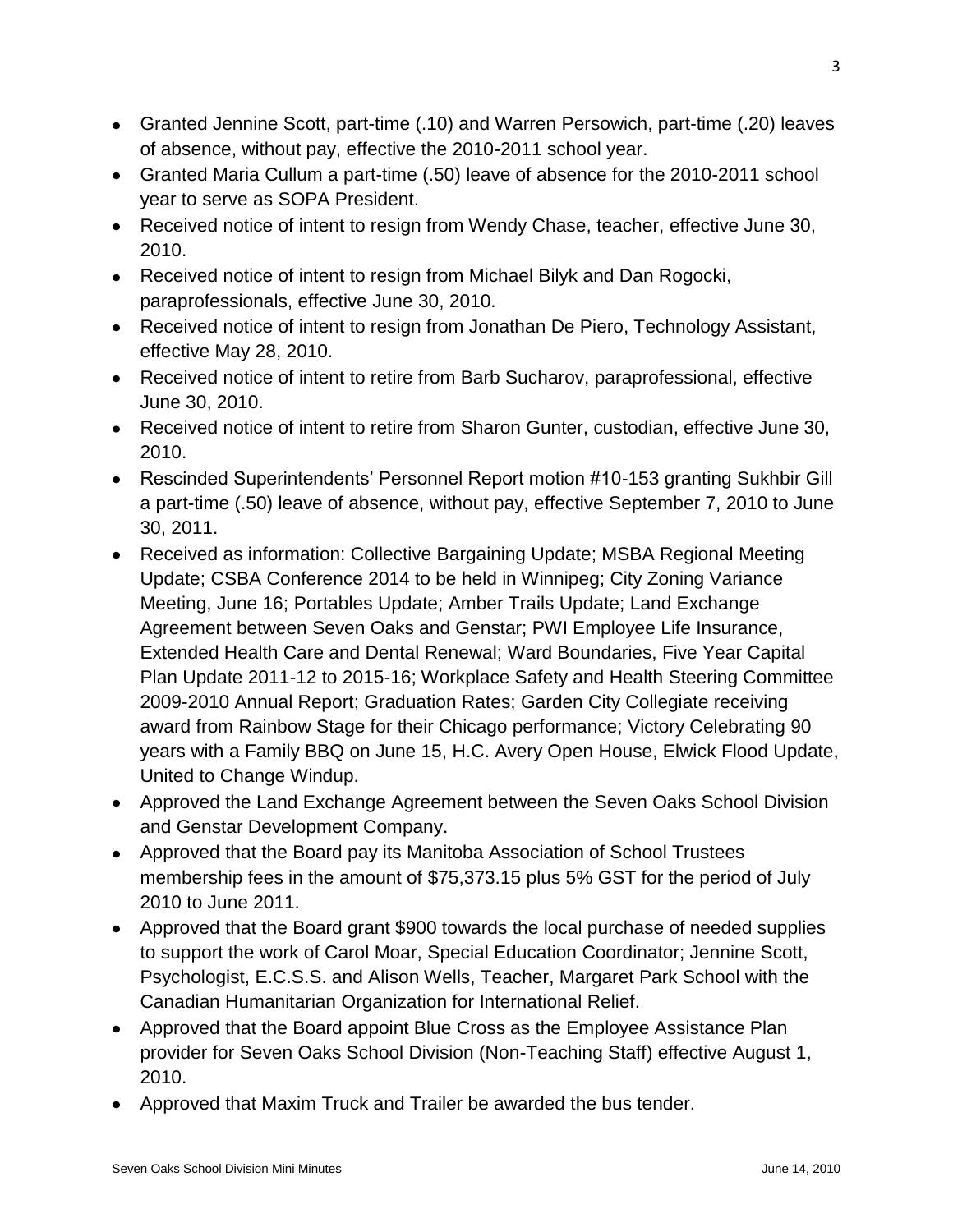- Granted Jennine Scott, part-time (.10) and Warren Persowich, part-time (.20) leaves of absence, without pay, effective the 2010-2011 school year.
- Granted Maria Cullum a part-time (.50) leave of absence for the 2010-2011 school year to serve as SOPA President.
- Received notice of intent to resign from Wendy Chase, teacher, effective June 30, 2010.
- Received notice of intent to resign from Michael Bilyk and Dan Rogocki, paraprofessionals, effective June 30, 2010.
- Received notice of intent to resign from Jonathan De Piero, Technology Assistant, effective May 28, 2010.
- Received notice of intent to retire from Barb Sucharov, paraprofessional, effective June 30, 2010.
- Received notice of intent to retire from Sharon Gunter, custodian, effective June 30, 2010.
- Rescinded Superintendents' Personnel Report motion #10-153 granting Sukhbir Gill a part-time (.50) leave of absence, without pay, effective September 7, 2010 to June 30, 2011.
- Received as information: Collective Bargaining Update; MSBA Regional Meeting Update; CSBA Conference 2014 to be held in Winnipeg; City Zoning Variance Meeting, June 16; Portables Update; Amber Trails Update; Land Exchange Agreement between Seven Oaks and Genstar; PWI Employee Life Insurance, Extended Health Care and Dental Renewal; Ward Boundaries, Five Year Capital Plan Update 2011-12 to 2015-16; Workplace Safety and Health Steering Committee 2009-2010 Annual Report; Graduation Rates; Garden City Collegiate receiving award from Rainbow Stage for their Chicago performance; Victory Celebrating 90 years with a Family BBQ on June 15, H.C. Avery Open House, Elwick Flood Update, United to Change Windup.
- Approved the Land Exchange Agreement between the Seven Oaks School Division and Genstar Development Company.
- Approved that the Board pay its Manitoba Association of School Trustees membership fees in the amount of $75,373.15 plus 5% GST for the period of July 2010 to June 2011.
- Approved that the Board grant $900 towards the local purchase of needed supplies to support the work of Carol Moar, Special Education Coordinator; Jennine Scott, Psychologist, E.C.S.S. and Alison Wells, Teacher, Margaret Park School with the Canadian Humanitarian Organization for International Relief.
- Approved that the Board appoint Blue Cross as the Employee Assistance Plan provider for Seven Oaks School Division (Non-Teaching Staff) effective August 1, 2010.
- Approved that Maxim Truck and Trailer be awarded the bus tender.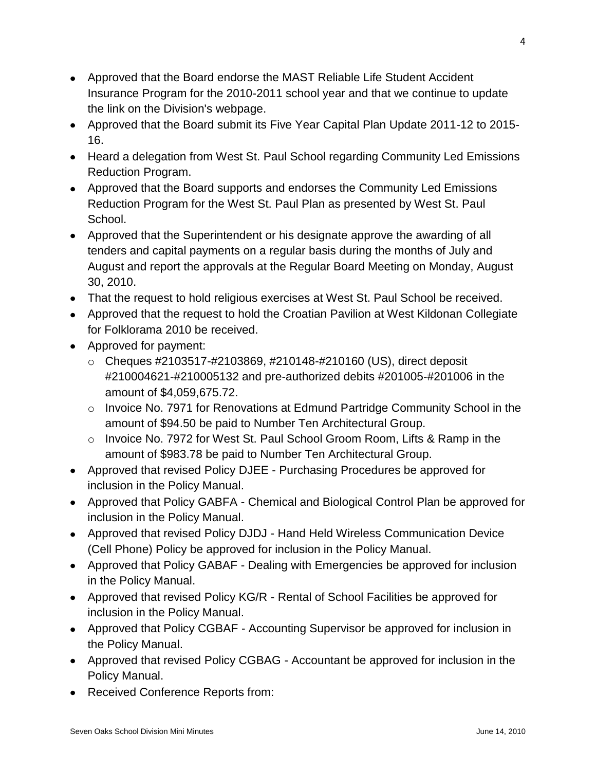- Approved that the Board endorse the MAST Reliable Life Student Accident Insurance Program for the 2010-2011 school year and that we continue to update the link on the Division's webpage.
- Approved that the Board submit its Five Year Capital Plan Update 2011-12 to 2015-16.
- Heard a delegation from West St. Paul School regarding Community Led Emissions Reduction Program.
- Approved that the Board supports and endorses the Community Led Emissions Reduction Program for the West St. Paul Plan as presented by West St. Paul School.
- Approved that the Superintendent or his designate approve the awarding of all tenders and capital payments on a regular basis during the months of July and August and report the approvals at the Regular Board Meeting on Monday, August 30, 2010.
- That the request to hold religious exercises at West St. Paul School be received.
- Approved that the request to hold the Croatian Pavilion at West Kildonan Collegiate for Folklorama 2010 be received.
- Approved for payment:
  - Cheques #2103517-#2103869, #210148-#210160 (US), direct deposit #210004621-#210005132 and pre-authorized debits #201005-#201006 in the amount of $4,059,675.72.
  - Invoice No. 7971 for Renovations at Edmund Partridge Community School in the amount of $94.50 be paid to Number Ten Architectural Group.
  - Invoice No. 7972 for West St. Paul School Groom Room, Lifts & Ramp in the amount of $983.78 be paid to Number Ten Architectural Group.
- Approved that revised Policy DJEE - Purchasing Procedures be approved for inclusion in the Policy Manual.
- Approved that Policy GABFA - Chemical and Biological Control Plan be approved for inclusion in the Policy Manual.
- Approved that revised Policy DJDJ - Hand Held Wireless Communication Device (Cell Phone) Policy be approved for inclusion in the Policy Manual.
- Approved that Policy GABAF - Dealing with Emergencies be approved for inclusion in the Policy Manual.
- Approved that revised Policy KG/R - Rental of School Facilities be approved for inclusion in the Policy Manual.
- Approved that Policy CGBAF - Accounting Supervisor be approved for inclusion in the Policy Manual.
- Approved that revised Policy CGBAG - Accountant be approved for inclusion in the Policy Manual.
- Received Conference Reports from: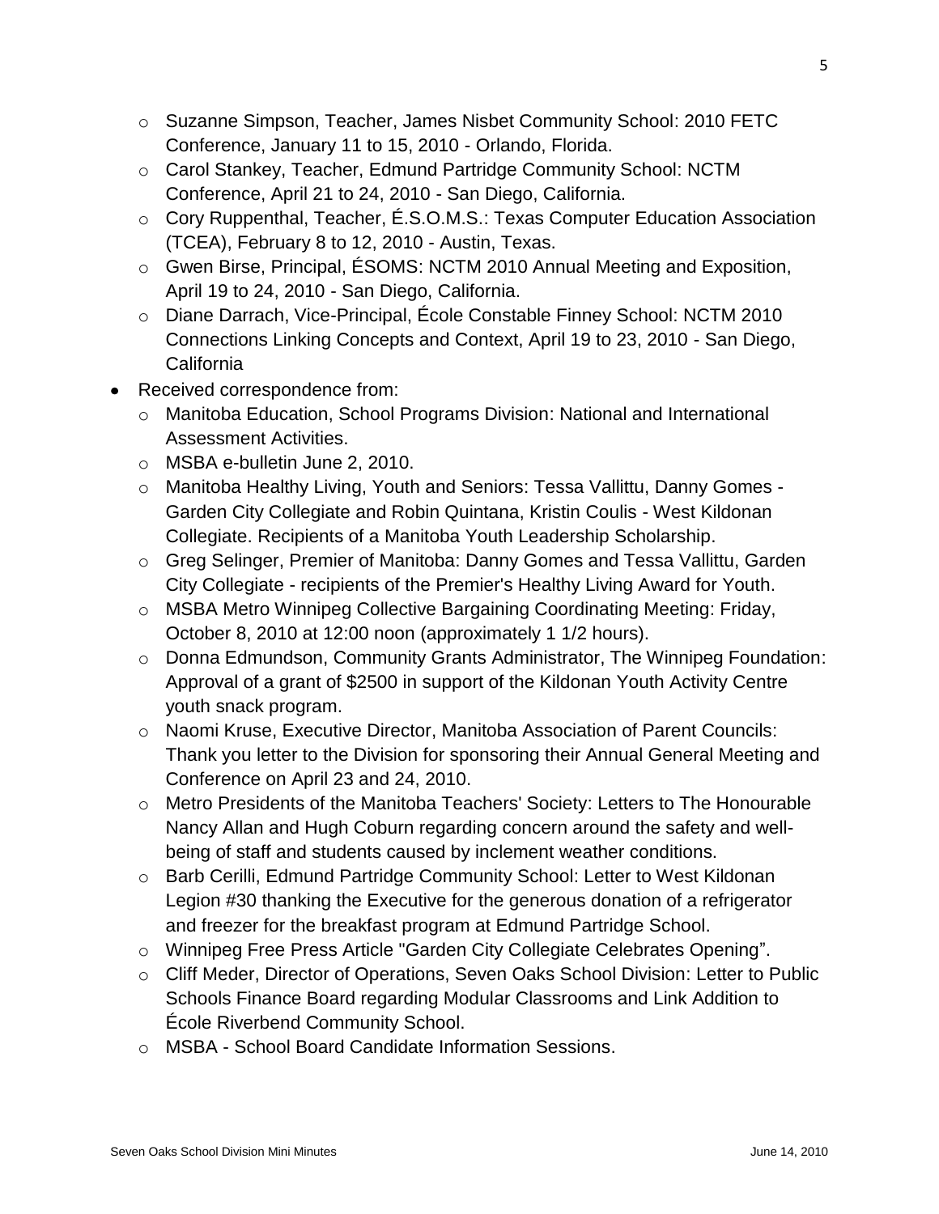- Suzanne Simpson, Teacher, James Nisbet Community School: 2010 FETC Conference, January 11 to 15, 2010 - Orlando, Florida.
  - Carol Stankey, Teacher, Edmund Partridge Community School: NCTM Conference, April 21 to 24, 2010 - San Diego, California.
  - Cory Ruppenthal, Teacher, É.S.O.M.S.: Texas Computer Education Association (TCEA), February 8 to 12, 2010 - Austin, Texas.
  - Gwen Birse, Principal, ÉSOMS: NCTM 2010 Annual Meeting and Exposition, April 19 to 24, 2010 - San Diego, California.
  - Diane Darrach, Vice-Principal, École Constable Finney School: NCTM 2010 Connections Linking Concepts and Context, April 19 to 23, 2010 - San Diego, California
- Received correspondence from:
  - Manitoba Education, School Programs Division: National and International Assessment Activities.
  - MSBA e-bulletin June 2, 2010.
  - Manitoba Healthy Living, Youth and Seniors: Tessa Vallittu, Danny Gomes - Garden City Collegiate and Robin Quintana, Kristin Coulis - West Kildonan Collegiate. Recipients of a Manitoba Youth Leadership Scholarship.
  - Greg Selinger, Premier of Manitoba: Danny Gomes and Tessa Vallittu, Garden City Collegiate - recipients of the Premier's Healthy Living Award for Youth.
  - MSBA Metro Winnipeg Collective Bargaining Coordinating Meeting: Friday, October 8, 2010 at 12:00 noon (approximately 1 1/2 hours).
  - Donna Edmundson, Community Grants Administrator, The Winnipeg Foundation: Approval of a grant of $2500 in support of the Kildonan Youth Activity Centre youth snack program.
  - Naomi Kruse, Executive Director, Manitoba Association of Parent Councils: Thank you letter to the Division for sponsoring their Annual General Meeting and Conference on April 23 and 24, 2010.
  - Metro Presidents of the Manitoba Teachers' Society: Letters to The Honourable Nancy Allan and Hugh Coburn regarding concern around the safety and well-being of staff and students caused by inclement weather conditions.
  - Barb Cerilli, Edmund Partridge Community School: Letter to West Kildonan Legion #30 thanking the Executive for the generous donation of a refrigerator and freezer for the breakfast program at Edmund Partridge School.
  - Winnipeg Free Press Article "Garden City Collegiate Celebrates Opening".
  - Cliff Meder, Director of Operations, Seven Oaks School Division: Letter to Public Schools Finance Board regarding Modular Classrooms and Link Addition to École Riverbend Community School.
  - MSBA - School Board Candidate Information Sessions.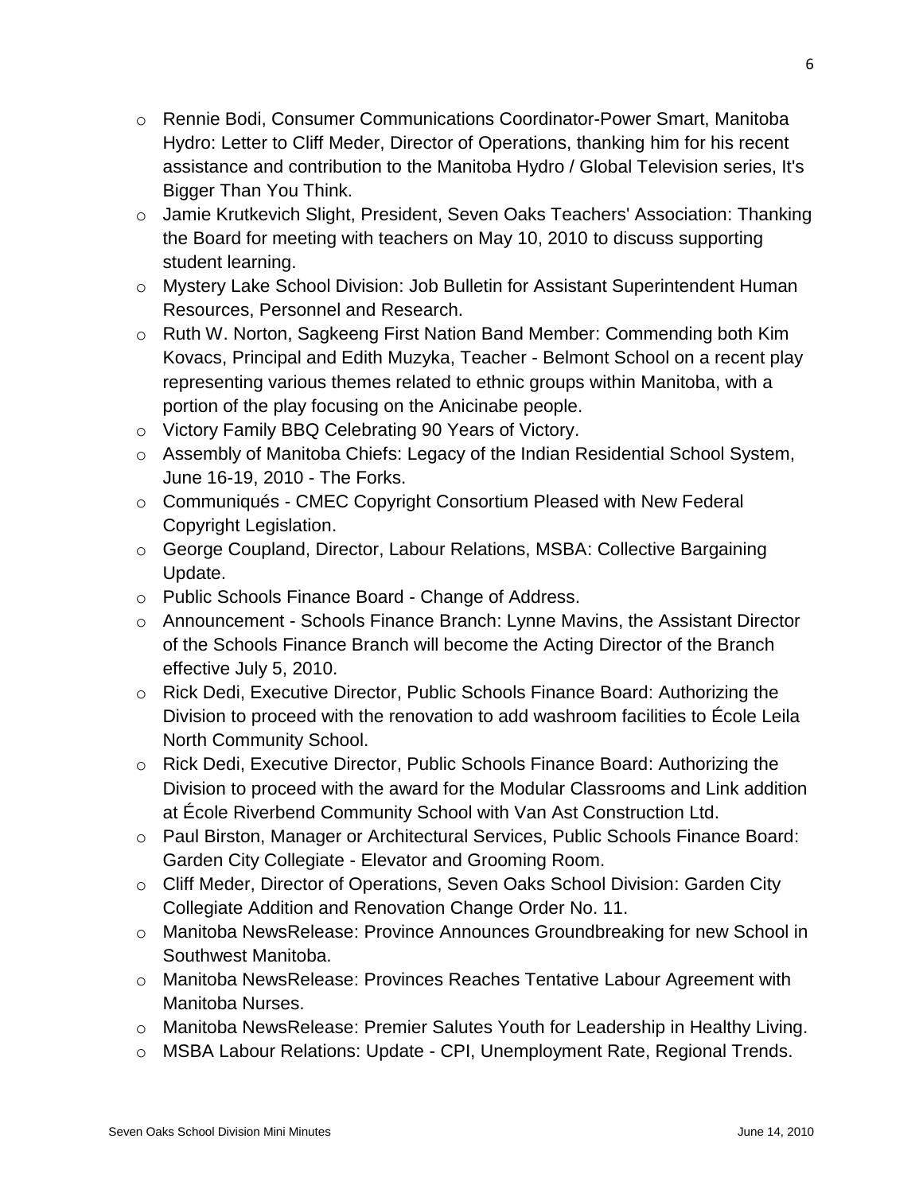- Rennie Bodi, Consumer Communications Coordinator-Power Smart, Manitoba Hydro: Letter to Cliff Meder, Director of Operations, thanking him for his recent assistance and contribution to the Manitoba Hydro / Global Television series, It's Bigger Than You Think.
- Jamie Krutkevich Slight, President, Seven Oaks Teachers' Association: Thanking the Board for meeting with teachers on May 10, 2010 to discuss supporting student learning.
- Mystery Lake School Division: Job Bulletin for Assistant Superintendent Human Resources, Personnel and Research.
- Ruth W. Norton, Sagkeeng First Nation Band Member: Commending both Kim Kovacs, Principal and Edith Muzyka, Teacher - Belmont School on a recent play representing various themes related to ethnic groups within Manitoba, with a portion of the play focusing on the Anicinabe people.
- Victory Family BBQ Celebrating 90 Years of Victory.
- Assembly of Manitoba Chiefs: Legacy of the Indian Residential School System, June 16-19, 2010 - The Forks.
- Communiqués - CMEC Copyright Consortium Pleased with New Federal Copyright Legislation.
- George Coupland, Director, Labour Relations, MSBA: Collective Bargaining Update.
- Public Schools Finance Board - Change of Address.
- Announcement - Schools Finance Branch: Lynne Mavins, the Assistant Director of the Schools Finance Branch will become the Acting Director of the Branch effective July 5, 2010.
- Rick Dedi, Executive Director, Public Schools Finance Board: Authorizing the Division to proceed with the renovation to add washroom facilities to École Leila North Community School.
- Rick Dedi, Executive Director, Public Schools Finance Board: Authorizing the Division to proceed with the award for the Modular Classrooms and Link addition at École Riverbend Community School with Van Ast Construction Ltd.
- Paul Birston, Manager or Architectural Services, Public Schools Finance Board: Garden City Collegiate - Elevator and Grooming Room.
- Cliff Meder, Director of Operations, Seven Oaks School Division: Garden City Collegiate Addition and Renovation Change Order No. 11.
- Manitoba NewsRelease: Province Announces Groundbreaking for new School in Southwest Manitoba.
- Manitoba NewsRelease: Provinces Reaches Tentative Labour Agreement with Manitoba Nurses.
- Manitoba NewsRelease: Premier Salutes Youth for Leadership in Healthy Living.
- MSBA Labour Relations: Update - CPI, Unemployment Rate, Regional Trends.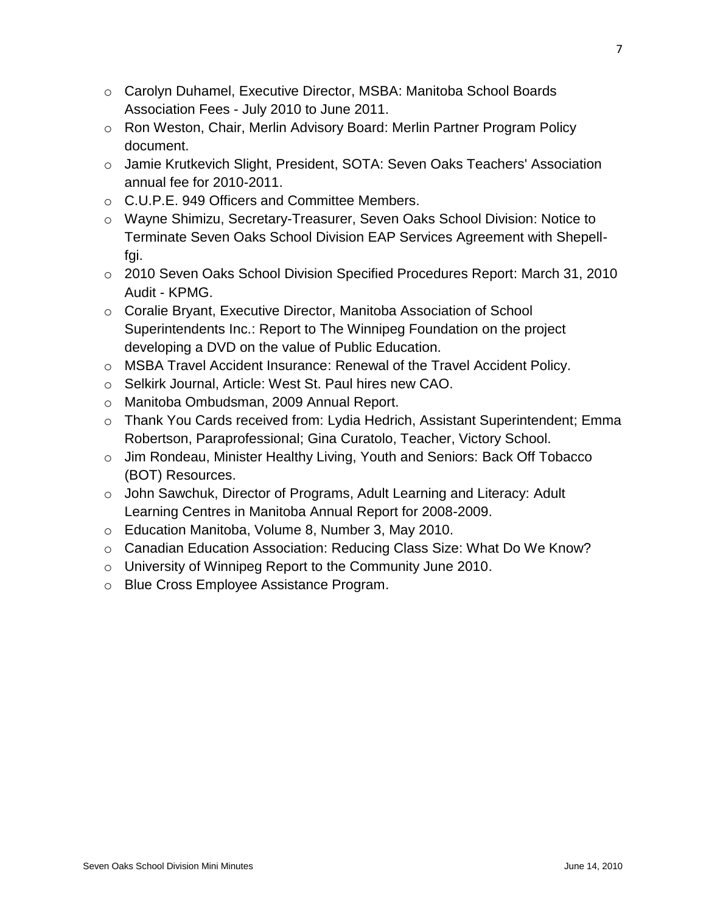- Carolyn Duhamel, Executive Director, MSBA: Manitoba School Boards Association Fees - July 2010 to June 2011.
- Ron Weston, Chair, Merlin Advisory Board: Merlin Partner Program Policy document.
- Jamie Krutkevich Slight, President, SOTA: Seven Oaks Teachers' Association annual fee for 2010-2011.
- C.U.P.E. 949 Officers and Committee Members.
- Wayne Shimizu, Secretary-Treasurer, Seven Oaks School Division: Notice to Terminate Seven Oaks School Division EAP Services Agreement with Shepell-fgi.
- 2010 Seven Oaks School Division Specified Procedures Report: March 31, 2010 Audit - KPMG.
- Coralie Bryant, Executive Director, Manitoba Association of School Superintendents Inc.: Report to The Winnipeg Foundation on the project developing a DVD on the value of Public Education.
- MSBA Travel Accident Insurance: Renewal of the Travel Accident Policy.
- Selkirk Journal, Article: West St. Paul hires new CAO.
- Manitoba Ombudsman, 2009 Annual Report.
- Thank You Cards received from: Lydia Hedrich, Assistant Superintendent; Emma Robertson, Paraprofessional; Gina Curatolo, Teacher, Victory School.
- Jim Rondeau, Minister Healthy Living, Youth and Seniors: Back Off Tobacco (BOT) Resources.
- John Sawchuk, Director of Programs, Adult Learning and Literacy: Adult Learning Centres in Manitoba Annual Report for 2008-2009.
- Education Manitoba, Volume 8, Number 3, May 2010.
- Canadian Education Association: Reducing Class Size: What Do We Know?
- University of Winnipeg Report to the Community June 2010.
- Blue Cross Employee Assistance Program.